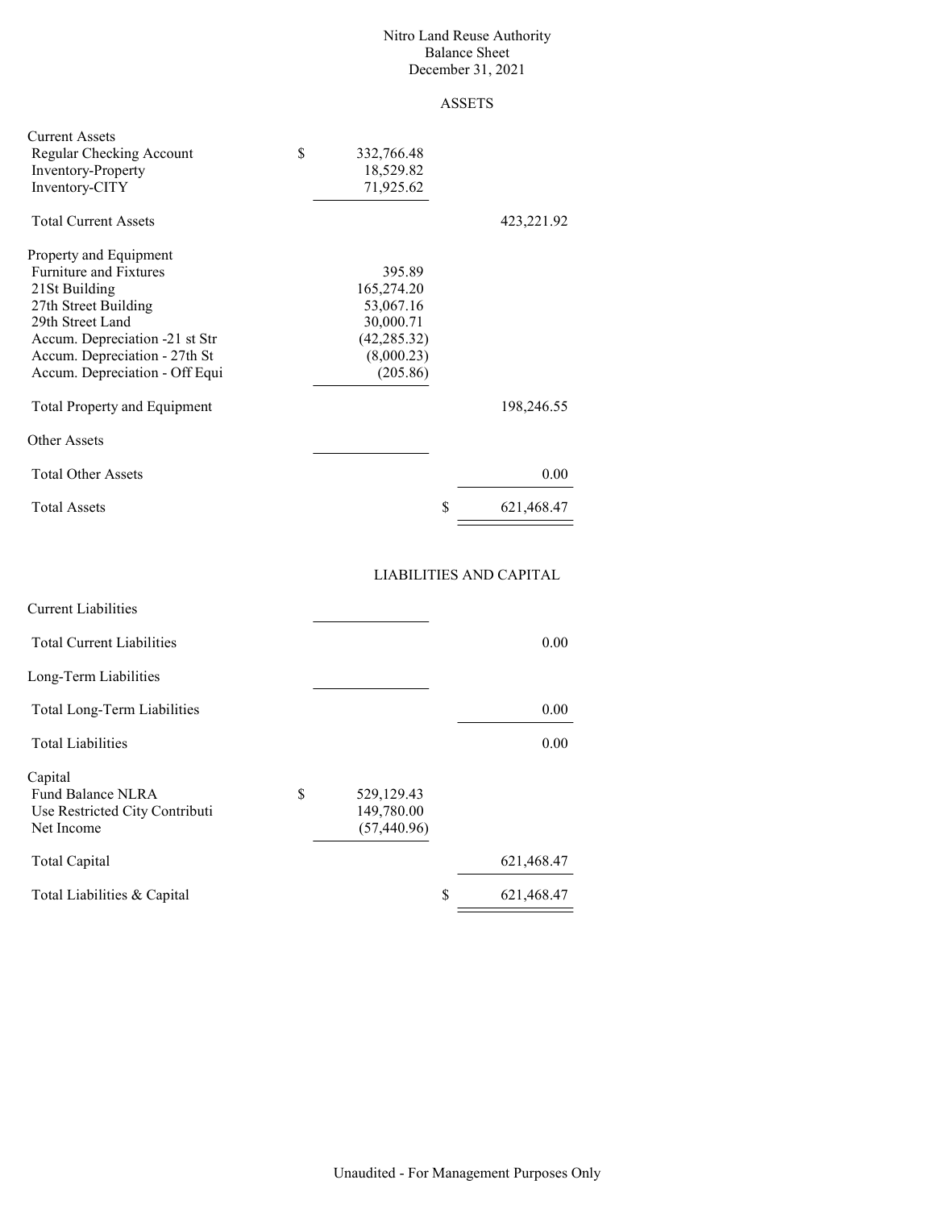# Nitro Land Reuse Authority
## Balance Sheet
### December 31, 2021

#### ASSETS

| | | |
|---|---|---|
| **Current Assets** | | |
| Regular Checking Account | $ 332,766.48 | |
| Inventory-Property | 18,529.82 | |
| Inventory-CITY | 71,925.62 | |
| Total Current Assets | | 423,221.92 |
| **Property and Equipment** | | |
| Furniture and Fixtures | 395.89 | |
| 21St Building | 165,274.20 | |
| 27th Street Building | 53,067.16 | |
| 29th Street Land | 30,000.71 | |
| Accum. Depreciation -21 st Str | (42,285.32) | |
| Accum. Depreciation - 27th St | (8,000.23) | |
| Accum. Depreciation - Off Equi | (205.86) | |
| Total Property and Equipment | | 198,246.55 |
| **Other Assets** | | |
| Total Other Assets | | 0.00 |
| Total Assets | | $ 621,468.47 |

#### LIABILITIES AND CAPITAL

| | | |
|---|---|---|
| **Current Liabilities** | | |
| Total Current Liabilities | | 0.00 |
| **Long-Term Liabilities** | | |
| Total Long-Term Liabilities | | 0.00 |
| Total Liabilities | | 0.00 |
| **Capital** | | |
| Fund Balance NLRA | $ 529,129.43 | |
| Use Restricted City Contributi | 149,780.00 | |
| Net Income | (57,440.96) | |
| Total Capital | | 621,468.47 |
| Total Liabilities & Capital | | $ 621,468.47 |

Unaudited - For Management Purposes Only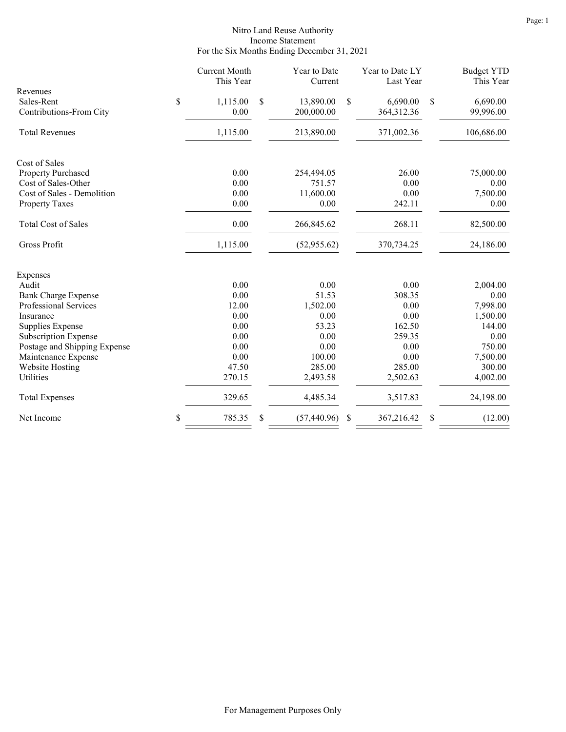# Nitro Land Reuse Authority
## Income Statement
### For the Six Months Ending December 31, 2021

| | Current Month This Year | Year to Date Current | Year to Date LY Last Year | Budget YTD This Year |
|---|---|---|---|---|
| **Revenues** | | | | |
| Sales-Rent | $ 1,115.00 | $ 13,890.00 | $ 6,690.00 | $ 6,690.00 |
| Contributions-From City | 0.00 | 200,000.00 | 364,312.36 | 99,996.00 |
| Total Revenues | 1,115.00 | 213,890.00 | 371,002.36 | 106,686.00 |
| **Cost of Sales** | | | | |
| Property Purchased | 0.00 | 254,494.05 | 26.00 | 75,000.00 |
| Cost of Sales-Other | 0.00 | 751.57 | 0.00 | 0.00 |
| Cost of Sales - Demolition | 0.00 | 11,600.00 | 0.00 | 7,500.00 |
| Property Taxes | 0.00 | 0.00 | 242.11 | 0.00 |
| Total Cost of Sales | 0.00 | 266,845.62 | 268.11 | 82,500.00 |
| Gross Profit | 1,115.00 | (52,955.62) | 370,734.25 | 24,186.00 |
| **Expenses** | | | | |
| Audit | 0.00 | 0.00 | 0.00 | 2,004.00 |
| Bank Charge Expense | 0.00 | 51.53 | 308.35 | 0.00 |
| Professional Services | 12.00 | 1,502.00 | 0.00 | 7,998.00 |
| Insurance | 0.00 | 0.00 | 0.00 | 1,500.00 |
| Supplies Expense | 0.00 | 53.23 | 162.50 | 144.00 |
| Subscription Expense | 0.00 | 0.00 | 259.35 | 0.00 |
| Postage and Shipping Expense | 0.00 | 0.00 | 0.00 | 750.00 |
| Maintenance Expense | 0.00 | 100.00 | 0.00 | 7,500.00 |
| Website Hosting | 47.50 | 285.00 | 285.00 | 300.00 |
| Utilities | 270.15 | 2,493.58 | 2,502.63 | 4,002.00 |
| Total Expenses | 329.65 | 4,485.34 | 3,517.83 | 24,198.00 |
| Net Income | $ 785.35 | $ (57,440.96) | $ 367,216.42 | $ (12.00) |

For Management Purposes Only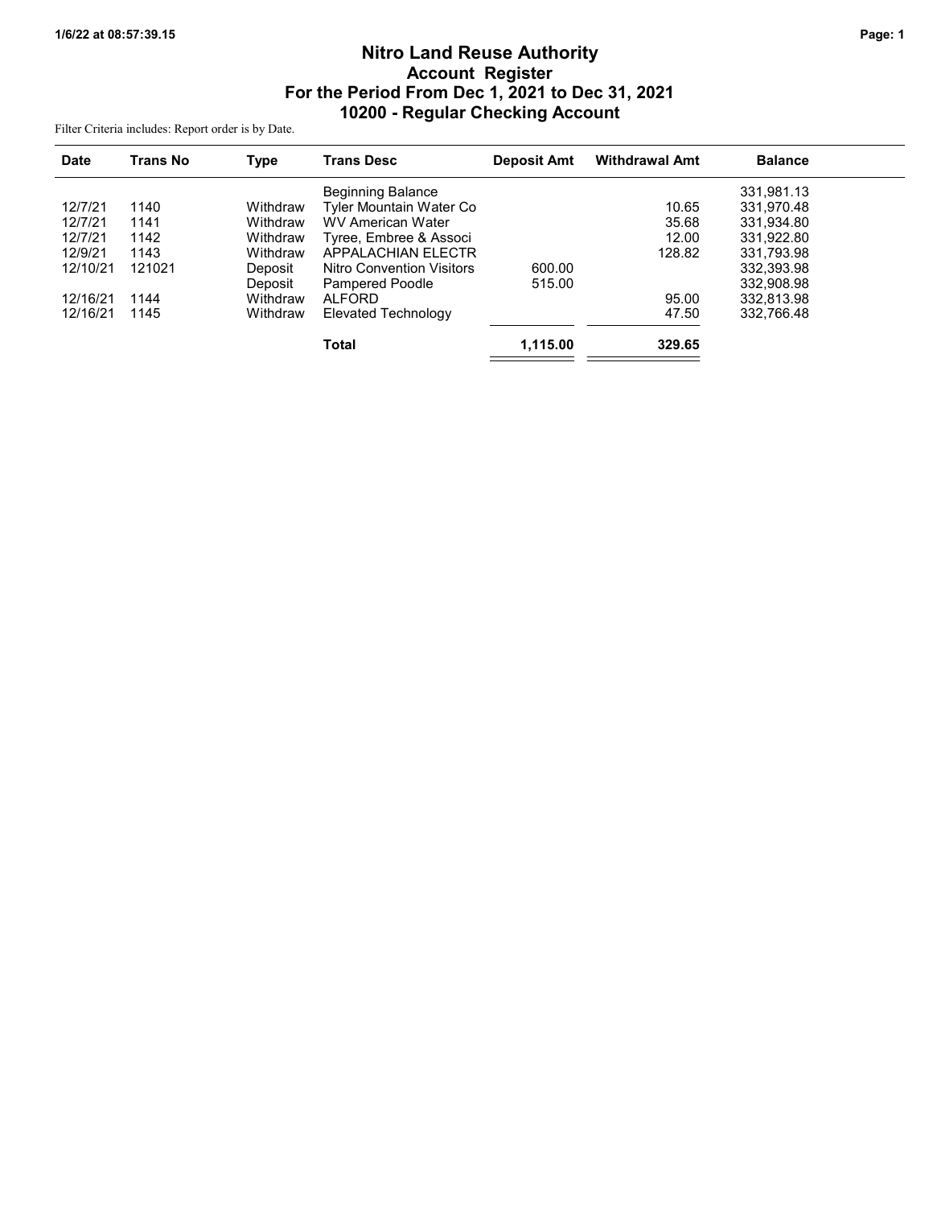# Nitro Land Reuse Authority

## Account Register

## For the Period From Dec 1, 2021 to Dec 31, 2021

## 10200 - Regular Checking Account

Filter Criteria includes: Report order is by Date.

| Date | Trans No | Type | Trans Desc | Deposit Amt | Withdrawal Amt | Balance |
|---|---|---|---|---|---|---|
| | | | Beginning Balance | | | 331,981.13 |
| 12/7/21 | 1140 | Withdraw | Tyler Mountain Water Co | | 10.65 | 331,970.48 |
| 12/7/21 | 1141 | Withdraw | WV American Water | | 35.68 | 331,934.80 |
| 12/7/21 | 1142 | Withdraw | Tyree, Embree & Associ | | 12.00 | 331,922.80 |
| 12/9/21 | 1143 | Withdraw | APPALACHIAN ELECTR | | 128.82 | 331,793.98 |
| 12/10/21 | 121021 | Deposit | Nitro Convention Visitors | 600.00 | | 332,393.98 |
| | | Deposit | Pampered Poodle | 515.00 | | 332,908.98 |
| 12/16/21 | 1144 | Withdraw | ALFORD | | 95.00 | 332,813.98 |
| 12/16/21 | 1145 | Withdraw | Elevated Technology | | 47.50 | 332,766.48 |
| | | | **Total** | **1,115.00** | **329.65** | |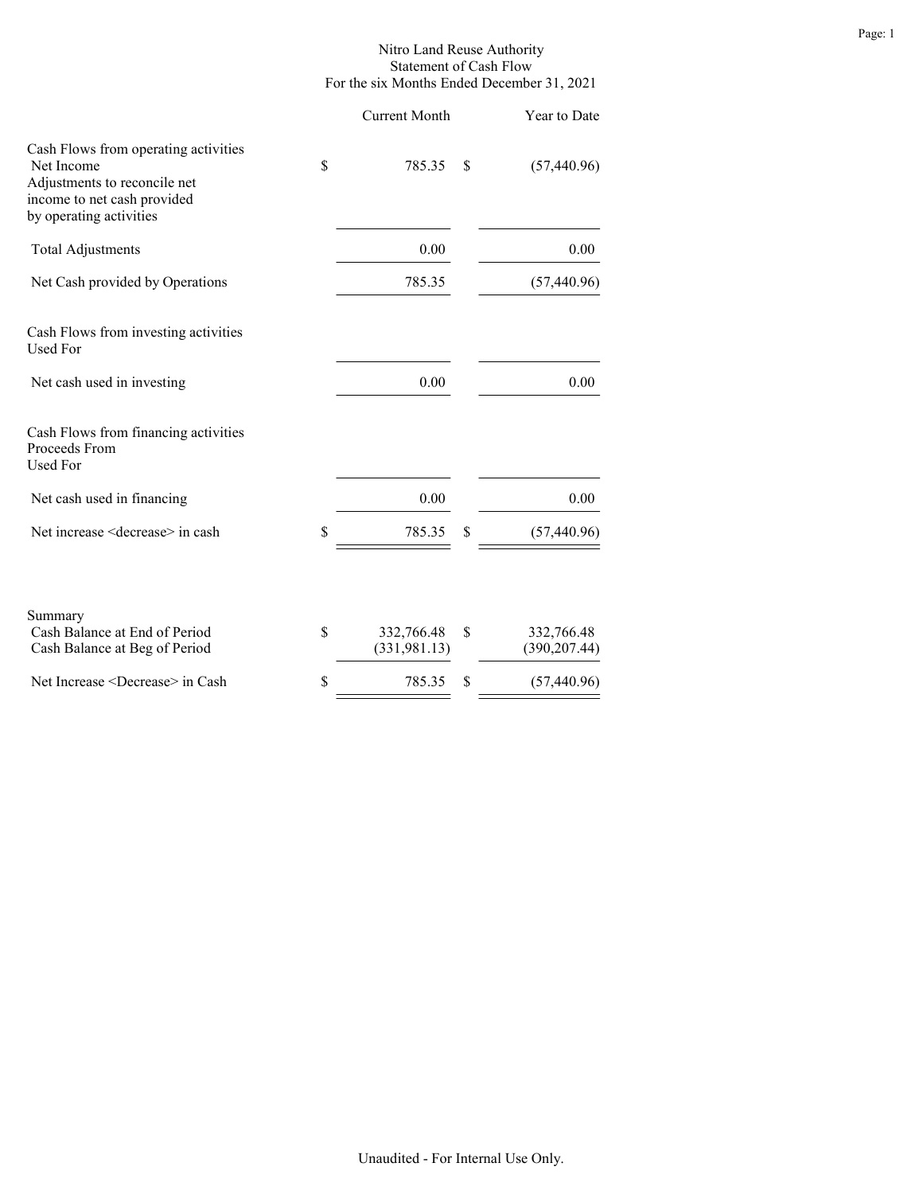# Nitro Land Reuse Authority
## Statement of Cash Flow
### For the six Months Ended December 31, 2021

| | Current Month | Year to Date |
|---|---|---|
| **Cash Flows from operating activities** | | |
| Net Income | $ 785.35 | $ (57,440.96) |
| Adjustments to reconcile net income to net cash provided by operating activities | | |
| Total Adjustments | 0.00 | 0.00 |
| Net Cash provided by Operations | 785.35 | (57,440.96) |
| **Cash Flows from investing activities** | | |
| Used For | | |
| Net cash used in investing | 0.00 | 0.00 |
| **Cash Flows from financing activities** | | |
| Proceeds From | | |
| Used For | | |
| Net cash used in financing | 0.00 | 0.00 |
| Net increase <decrease> in cash | $ 785.35 | $ (57,440.96) |

| | Current Month | Year to Date |
|---|---|---|
| **Summary** | | |
| Cash Balance at End of Period | $ 332,766.48 | $ 332,766.48 |
| Cash Balance at Beg of Period | (331,981.13) | (390,207.44) |
| Net Increase <Decrease> in Cash | $ 785.35 | $ (57,440.96) |

Unaudited - For Internal Use Only.